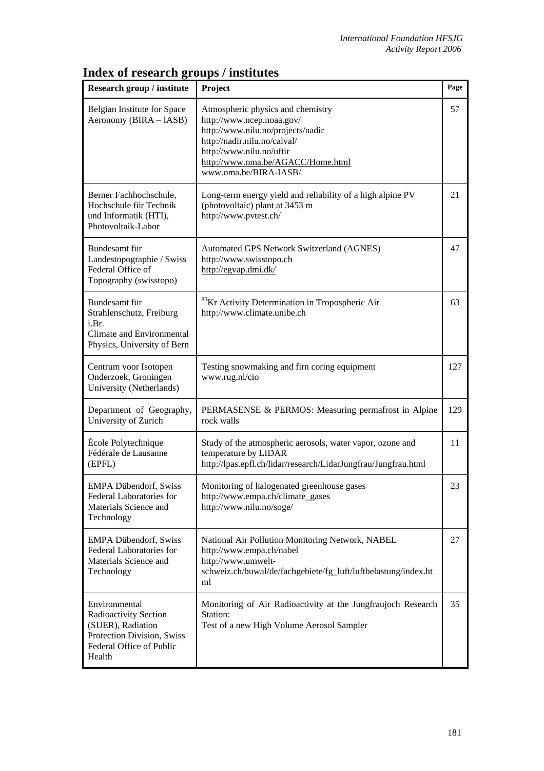# Index of research groups / institutes

| Research group / institute | Project | Page |
|---|---|---|
| Belgian Institute for Space Aeronomy (BIRA – IASB) | Atmospheric physics and chemistry<br>http://www.ncep.noaa.gov/<br>http://www.nilu.no/projects/nadir<br>http://nadir.nilu.no/calval/<br>http://www.nilu.no/uftir<br>http://www.oma.be/AGACC/Home.html<br>www.oma.be/BIRA-IASB/ | 57 |
| Berner Fachhochschule, Hochschule für Technik und Informatik (HTI), Photovoltaik-Labor | Long-term energy yield and reliability of a high alpine PV (photovoltaic) plant at 3453 m<br>http://www.pvtest.ch/ | 21 |
| Bundesamt für Landestopographie / Swiss Federal Office of Topography (swisstopo) | Automated GPS Network Switzerland (AGNES)<br>http://www.swisstopo.ch<br>http://egvap.dmi.dk/ | 47 |
| Bundesamt für Strahlenschutz, Freiburg i.Br.<br>Climate and Environmental Physics, University of Bern | $^{85}$Kr Activity Determination in Tropospheric Air<br>http://www.climate.unibe.ch | 63 |
| Centrum voor Isotopen Onderzoek, Groningen University (Netherlands) | Testing snowmaking and firn coring equipment<br>www.rug.nl/cio | 127 |
| Department of Geography, University of Zurich | PERMASENSE & PERMOS: Measuring permafrost in Alpine rock walls | 129 |
| École Polytechnique Fédérale de Lausanne (EPFL) | Study of the atmospheric aerosols, water vapor, ozone and temperature by LIDAR<br>http://lpas.epfl.ch/lidar/research/LidarJungfrau/Jungfrau.html | 11 |
| EMPA Dübendorf, Swiss Federal Laboratories for Materials Science and Technology | Monitoring of halogenated greenhouse gases<br>http://www.empa.ch/climate_gases<br>http://www.nilu.no/soge/ | 23 |
| EMPA Dübendorf, Swiss Federal Laboratories for Materials Science and Technology | National Air Pollution Monitoring Network, NABEL<br>http://www.empa.ch/nabel<br>http://www.umwelt-schweiz.ch/buwal/de/fachgebiete/fg_luft/luftbelastung/index.html | 27 |
| Environmental Radioactivity Section (SUER), Radiation Protection Division, Swiss Federal Office of Public Health | Monitoring of Air Radioactivity at the Jungfraujoch Research Station:<br>Test of a new High Volume Aerosol Sampler | 35 |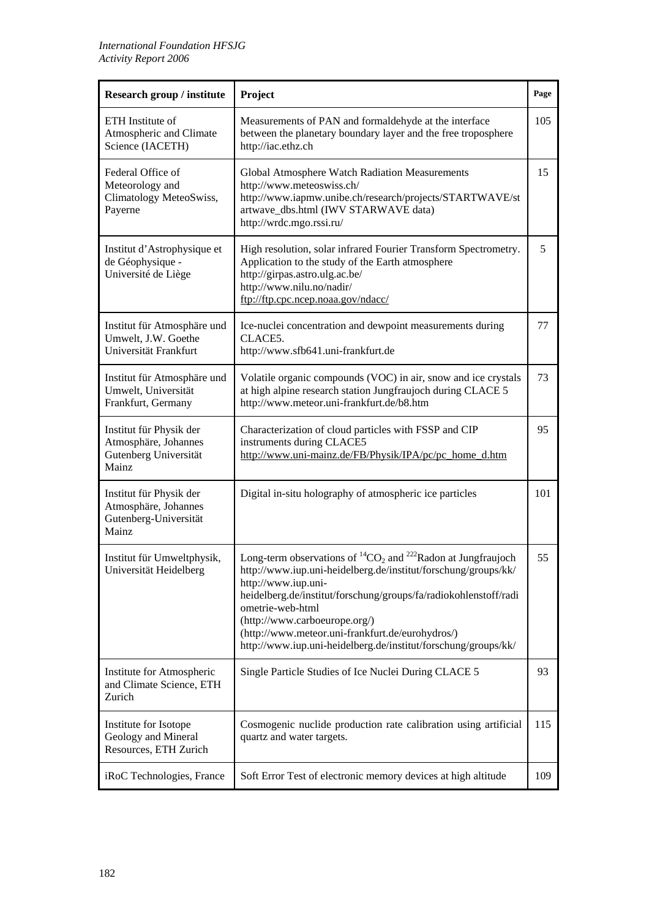| Research group / institute | Project | Page |
|---|---|---|
| ETH Institute of Atmospheric and Climate Science (IACETH) | Measurements of PAN and formaldehyde at the interface between the planetary boundary layer and the free troposphere http://iac.ethz.ch | 105 |
| Federal Office of Meteorology and Climatology MeteoSwiss, Payerne | Global Atmosphere Watch Radiation Measurements http://www.meteoswiss.ch/ http://www.iapmw.unibe.ch/research/projects/STARTWAVE/startwave_dbs.html (IWV STARWAVE data) http://wrdc.mgo.rssi.ru/ | 15 |
| Institut d'Astrophysique et de Géophysique - Université de Liège | High resolution, solar infrared Fourier Transform Spectrometry. Application to the study of the Earth atmosphere http://girpas.astro.ulg.ac.be/ http://www.nilu.no/nadir/ ftp://ftp.cpc.ncep.noaa.gov/ndacc/ | 5 |
| Institut für Atmosphäre und Umwelt, J.W. Goethe Universität Frankfurt | Ice-nuclei concentration and dewpoint measurements during CLACE5. http://www.sfb641.uni-frankfurt.de | 77 |
| Institut für Atmosphäre und Umwelt, Universität Frankfurt, Germany | Volatile organic compounds (VOC) in air, snow and ice crystals at high alpine research station Jungfraujoch during CLACE 5 http://www.meteor.uni-frankfurt.de/b8.htm | 73 |
| Institut für Physik der Atmosphäre, Johannes Gutenberg Universität Mainz | Characterization of cloud particles with FSSP and CIP instruments during CLACE5 http://www.uni-mainz.de/FB/Physik/IPA/pc/pc_home_d.htm | 95 |
| Institut für Physik der Atmosphäre, Johannes Gutenberg-Universität Mainz | Digital in-situ holography of atmospheric ice particles | 101 |
| Institut für Umweltphysik, Universität Heidelberg | Long-term observations of $^{14}CO_2$ and $^{222}$Radon at Jungfraujoch http://www.iup.uni-heidelberg.de/institut/forschung/groups/kk/ http://www.iup.uni-heidelberg.de/institut/forschung/groups/fa/radiokohlenstoff/radiometrie-web-html (http://www.carboeurope.org/) (http://www.meteor.uni-frankfurt.de/eurohydros/) http://www.iup.uni-heidelberg.de/institut/forschung/groups/kk/ | 55 |
| Institute for Atmospheric and Climate Science, ETH Zurich | Single Particle Studies of Ice Nuclei During CLACE 5 | 93 |
| Institute for Isotope Geology and Mineral Resources, ETH Zurich | Cosmogenic nuclide production rate calibration using artificial quartz and water targets. | 115 |
| iRoC Technologies, France | Soft Error Test of electronic memory devices at high altitude | 109 |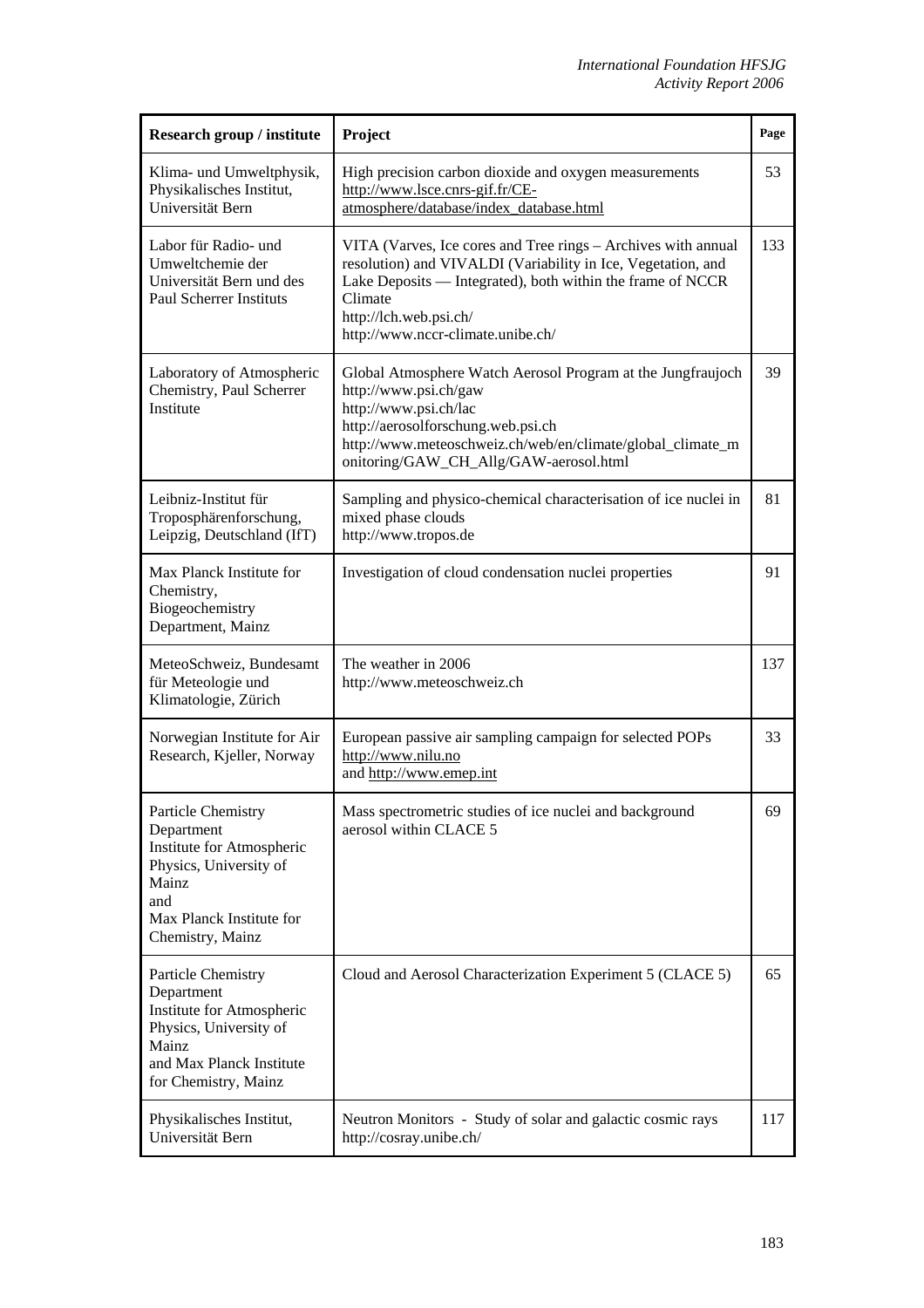| Research group / institute | Project | Page |
|---|---|---|
| Klima- und Umweltphysik, Physikalisches Institut, Universität Bern | High precision carbon dioxide and oxygen measurements http://www.lsce.cnrs-gif.fr/CE-atmosphere/database/index_database.html | 53 |
| Labor für Radio- und Umweltchemie der Universität Bern und des Paul Scherrer Instituts | VITA (Varves, Ice cores and Tree rings – Archives with annual resolution) and VIVALDI (Variability in Ice, Vegetation, and Lake Deposits — Integrated), both within the frame of NCCR Climate http://lch.web.psi.ch/ http://www.nccr-climate.unibe.ch/ | 133 |
| Laboratory of Atmospheric Chemistry, Paul Scherrer Institute | Global Atmosphere Watch Aerosol Program at the Jungfraujoch http://www.psi.ch/gaw http://www.psi.ch/lac http://aerosolforschung.web.psi.ch http://www.meteoschweiz.ch/web/en/climate/global_climate_monitoring/GAW_CH_Allg/GAW-aerosol.html | 39 |
| Leibniz-Institut für Troposphärenforschung, Leipzig, Deutschland (IfT) | Sampling and physico-chemical characterisation of ice nuclei in mixed phase clouds http://www.tropos.de | 81 |
| Max Planck Institute for Chemistry, Biogeochemistry Department, Mainz | Investigation of cloud condensation nuclei properties | 91 |
| MeteoSchweiz, Bundesamt für Meteologie und Klimatologie, Zürich | The weather in 2006 http://www.meteoschweiz.ch | 137 |
| Norwegian Institute for Air Research, Kjeller, Norway | European passive air sampling campaign for selected POPs http://www.nilu.no and http://www.emep.int | 33 |
| Particle Chemistry Department Institute for Atmospheric Physics, University of Mainz and Max Planck Institute for Chemistry, Mainz | Mass spectrometric studies of ice nuclei and background aerosol within CLACE 5 | 69 |
| Particle Chemistry Department Institute for Atmospheric Physics, University of Mainz and Max Planck Institute for Chemistry, Mainz | Cloud and Aerosol Characterization Experiment 5 (CLACE 5) | 65 |
| Physikalisches Institut, Universität Bern | Neutron Monitors - Study of solar and galactic cosmic rays http://cosray.unibe.ch/ | 117 |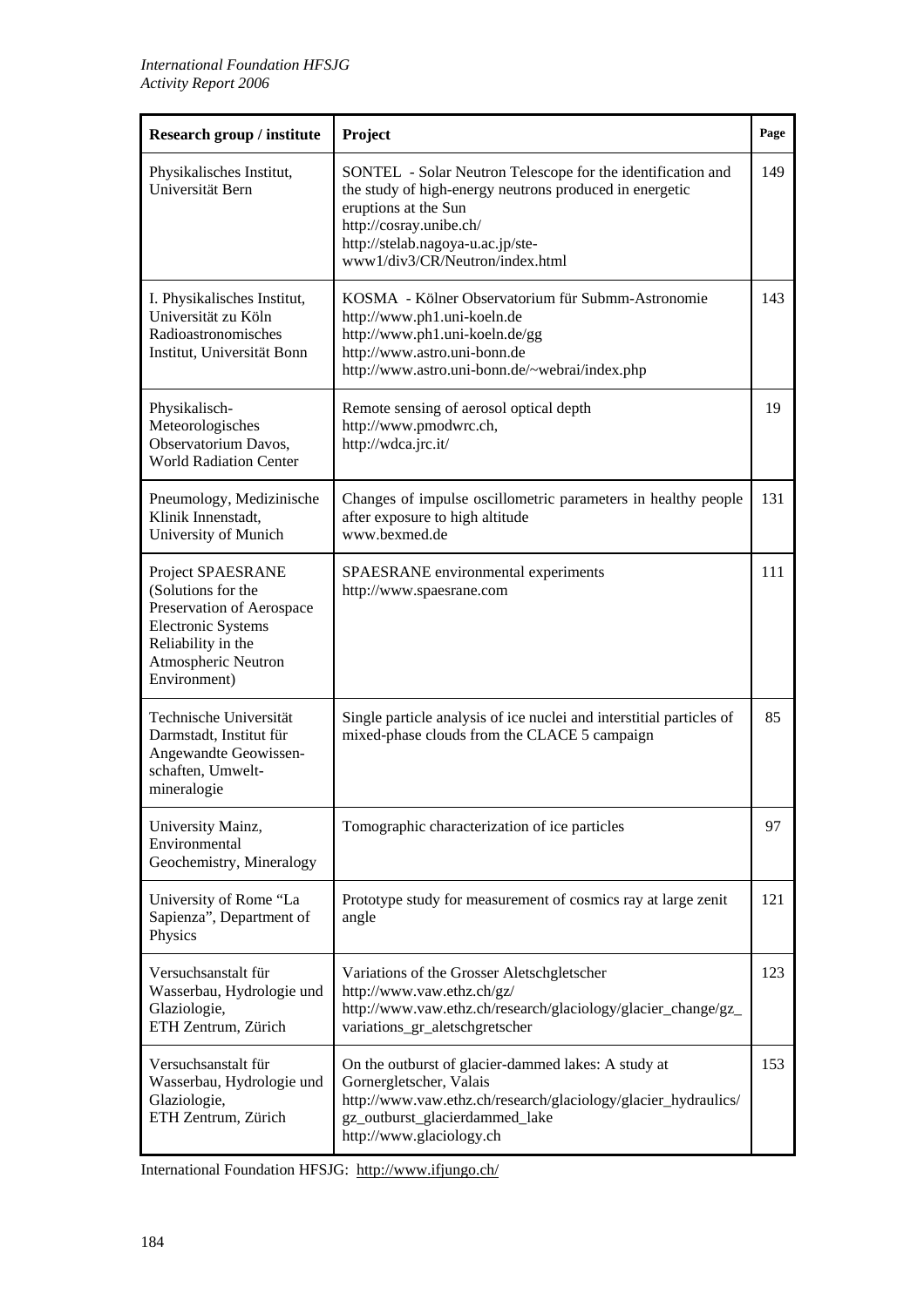| Research group / institute | Project | Page |
|---|---|---|
| Physikalisches Institut, Universität Bern | SONTEL - Solar Neutron Telescope for the identification and the study of high-energy neutrons produced in energetic eruptions at the Sun<br>http://cosray.unibe.ch/<br>http://stelab.nagoya-u.ac.jp/ste-www1/div3/CR/Neutron/index.html | 149 |
| I. Physikalisches Institut, Universität zu Köln<br>Radioastronomisches Institut, Universität Bonn | KOSMA - Kölner Observatorium für Submm-Astronomie<br>http://www.ph1.uni-koeln.de<br>http://www.ph1.uni-koeln.de/gg<br>http://www.astro.uni-bonn.de<br>http://www.astro.uni-bonn.de/~webrai/index.php | 143 |
| Physikalisch-Meteorologisches Observatorium Davos, World Radiation Center | Remote sensing of aerosol optical depth<br>http://www.pmodwrc.ch,<br>http://wdca.jrc.it/ | 19 |
| Pneumology, Medizinische Klinik Innenstadt, University of Munich | Changes of impulse oscillometric parameters in healthy people after exposure to high altitude<br>www.bexmed.de | 131 |
| Project SPAESRANE (Solutions for the Preservation of Aerospace Electronic Systems Reliability in the Atmospheric Neutron Environment) | SPAESRANE environmental experiments<br>http://www.spaesrane.com | 111 |
| Technische Universität Darmstadt, Institut für Angewandte Geowissen-schaften, Umwelt-mineralogie | Single particle analysis of ice nuclei and interstitial particles of mixed-phase clouds from the CLACE 5 campaign | 85 |
| University Mainz, Environmental Geochemistry, Mineralogy | Tomographic characterization of ice particles | 97 |
| University of Rome "La Sapienza", Department of Physics | Prototype study for measurement of cosmics ray at large zenit angle | 121 |
| Versuchsanstalt für Wasserbau, Hydrologie und Glaziologie, ETH Zentrum, Zürich | Variations of the Grosser Aletschgletscher<br>http://www.vaw.ethz.ch/gz/<br>http://www.vaw.ethz.ch/research/glaciology/glacier_change/gz_variations_gr_aletschgretscher | 123 |
| Versuchsanstalt für Wasserbau, Hydrologie und Glaziologie, ETH Zentrum, Zürich | On the outburst of glacier-dammed lakes: A study at Gornergletscher, Valais<br>http://www.vaw.ethz.ch/research/glaciology/glacier_hydraulics/gz_outburst_glacierdammed_lake<br>http://www.glaciology.ch | 153 |

International Foundation HFSJG: http://www.ifjungo.ch/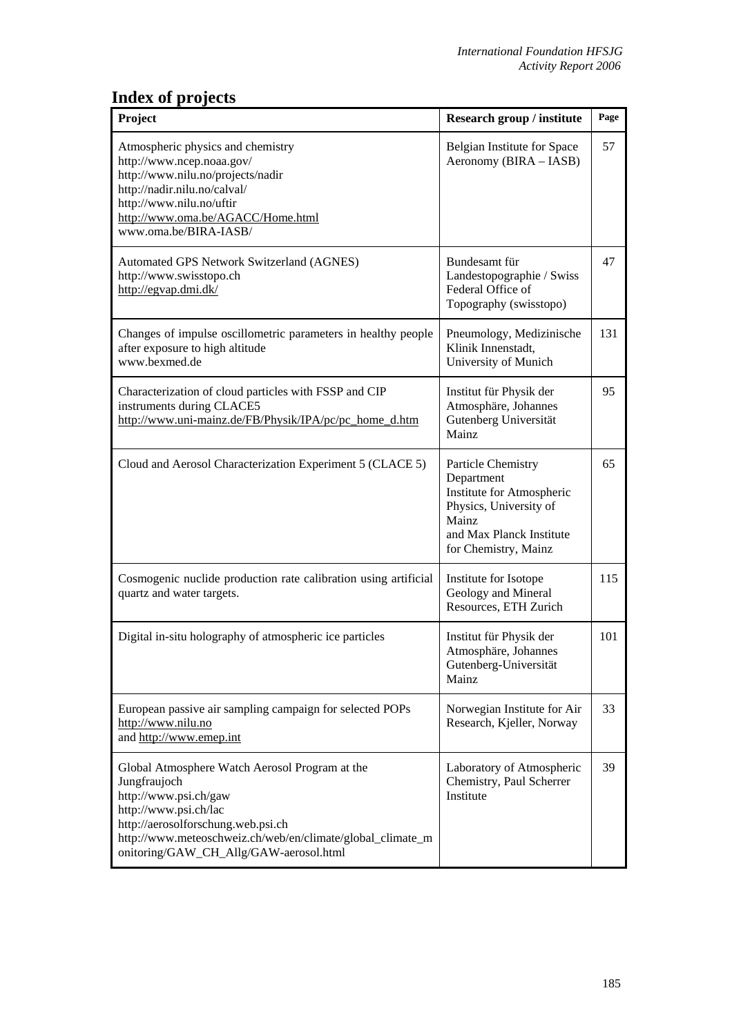# Index of projects

| Project | Research group / institute | Page |
|---|---|---|
| Atmospheric physics and chemistry<br>http://www.ncep.noaa.gov/<br>http://www.nilu.no/projects/nadir<br>http://nadir.nilu.no/calval/<br>http://www.nilu.no/uftir<br>http://www.oma.be/AGACC/Home.html<br>www.oma.be/BIRA-IASB/ | Belgian Institute for Space Aeronomy (BIRA – IASB) | 57 |
| Automated GPS Network Switzerland (AGNES)<br>http://www.swisstopo.ch<br>http://egvap.dmi.dk/ | Bundesamt für Landestopographie / Swiss Federal Office of Topography (swisstopo) | 47 |
| Changes of impulse oscillometric parameters in healthy people after exposure to high altitude<br>www.bexmed.de | Pneumology, Medizinische Klinik Innenstadt, University of Munich | 131 |
| Characterization of cloud particles with FSSP and CIP instruments during CLACE5<br>http://www.uni-mainz.de/FB/Physik/IPA/pc/pc_home_d.htm | Institut für Physik der Atmosphäre, Johannes Gutenberg Universität Mainz | 95 |
| Cloud and Aerosol Characterization Experiment 5 (CLACE 5) | Particle Chemistry Department<br>Institute for Atmospheric Physics, University of Mainz<br>and Max Planck Institute for Chemistry, Mainz | 65 |
| Cosmogenic nuclide production rate calibration using artificial quartz and water targets. | Institute for Isotope Geology and Mineral Resources, ETH Zurich | 115 |
| Digital in-situ holography of atmospheric ice particles | Institut für Physik der Atmosphäre, Johannes Gutenberg-Universität Mainz | 101 |
| European passive air sampling campaign for selected POPs<br>http://www.nilu.no<br>and http://www.emep.int | Norwegian Institute for Air Research, Kjeller, Norway | 33 |
| Global Atmosphere Watch Aerosol Program at the Jungfraujoch<br>http://www.psi.ch/gaw<br>http://www.psi.ch/lac<br>http://aerosolforschung.web.psi.ch<br>http://www.meteoschweiz.ch/web/en/climate/global_climate_monitoring/GAW_CH_Allg/GAW-aerosol.html | Laboratory of Atmospheric Chemistry, Paul Scherrer Institute | 39 |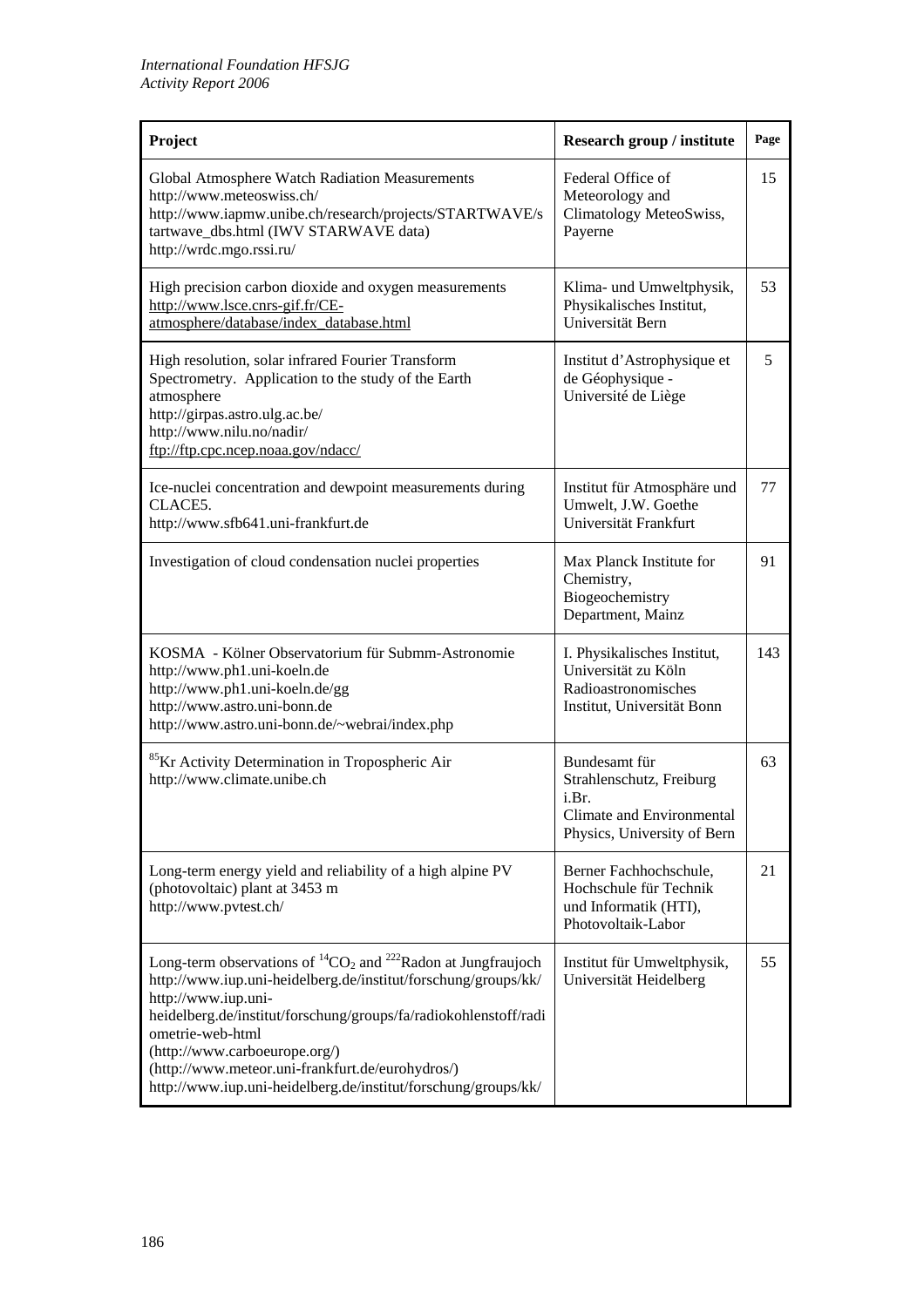| Project | Research group / institute | Page |
|---|---|---|
| Global Atmosphere Watch Radiation Measurements<br>http://www.meteoswiss.ch/<br>http://www.iapmw.unibe.ch/research/projects/STARTWAVE/startwave_dbs.html (IWV STARWAVE data)<br>http://wrdc.mgo.rssi.ru/ | Federal Office of Meteorology and Climatology MeteoSwiss, Payerne | 15 |
| High precision carbon dioxide and oxygen measurements<br>http://www.lsce.cnrs-gif.fr/CE-atmosphere/database/index_database.html | Klima- und Umweltphysik, Physikalisches Institut, Universität Bern | 53 |
| High resolution, solar infrared Fourier Transform Spectrometry. Application to the study of the Earth atmosphere<br>http://girpas.astro.ulg.ac.be/<br>http://www.nilu.no/nadir/<br>ftp://ftp.cpc.ncep.noaa.gov/ndacc/ | Institut d'Astrophysique et de Géophysique - Université de Liège | 5 |
| Ice-nuclei concentration and dewpoint measurements during CLACE5.<br>http://www.sfb641.uni-frankfurt.de | Institut für Atmosphäre und Umwelt, J.W. Goethe Universität Frankfurt | 77 |
| Investigation of cloud condensation nuclei properties | Max Planck Institute for Chemistry, Biogeochemistry Department, Mainz | 91 |
| KOSMA - Kölner Observatorium für Submm-Astronomie<br>http://www.ph1.uni-koeln.de<br>http://www.ph1.uni-koeln.de/gg<br>http://www.astro.uni-bonn.de<br>http://www.astro.uni-bonn.de/~webrai/index.php | I. Physikalisches Institut, Universität zu Köln<br>Radioastronomisches Institut, Universität Bonn | 143 |
| $^{85}$Kr Activity Determination in Tropospheric Air<br>http://www.climate.unibe.ch | Bundesamt für Strahlenschutz, Freiburg i.Br.<br>Climate and Environmental Physics, University of Bern | 63 |
| Long-term energy yield and reliability of a high alpine PV (photovoltaic) plant at 3453 m<br>http://www.pvtest.ch/ | Berner Fachhochschule, Hochschule für Technik und Informatik (HTI), Photovoltaik-Labor | 21 |
| Long-term observations of $^{14}CO_2$ and $^{222}$Radon at Jungfraujoch<br>http://www.iup.uni-heidelberg.de/institut/forschung/groups/kk/<br>http://www.iup.uni-heidelberg.de/institut/forschung/groups/fa/radiokohlenstoff/radiometrie-web-html<br>(http://www.carboeurope.org/)<br>(http://www.meteor.uni-frankfurt.de/eurohydros/)<br>http://www.iup.uni-heidelberg.de/institut/forschung/groups/kk/ | Institut für Umweltphysik, Universität Heidelberg | 55 |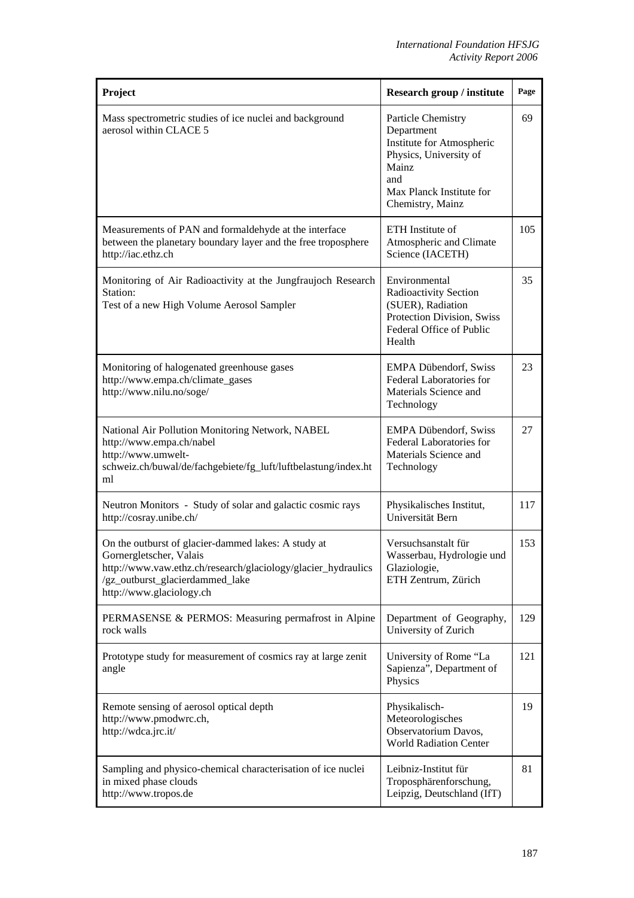| Project | Research group / institute | Page |
|---|---|---|
| Mass spectrometric studies of ice nuclei and background aerosol within CLACE 5 | Particle Chemistry Department Institute for Atmospheric Physics, University of Mainz and Max Planck Institute for Chemistry, Mainz | 69 |
| Measurements of PAN and formaldehyde at the interface between the planetary boundary layer and the free troposphere http://iac.ethz.ch | ETH Institute of Atmospheric and Climate Science (IACETH) | 105 |
| Monitoring of Air Radioactivity at the Jungfraujoch Research Station: Test of a new High Volume Aerosol Sampler | Environmental Radioactivity Section (SUER), Radiation Protection Division, Swiss Federal Office of Public Health | 35 |
| Monitoring of halogenated greenhouse gases http://www.empa.ch/climate_gases http://www.nilu.no/soge/ | EMPA Dübendorf, Swiss Federal Laboratories for Materials Science and Technology | 23 |
| National Air Pollution Monitoring Network, NABEL http://www.empa.ch/nabel http://www.umwelt-schweiz.ch/buwal/de/fachgebiete/fg_luft/luftbelastung/index.html | EMPA Dübendorf, Swiss Federal Laboratories for Materials Science and Technology | 27 |
| Neutron Monitors - Study of solar and galactic cosmic rays http://cosray.unibe.ch/ | Physikalisches Institut, Universität Bern | 117 |
| On the outburst of glacier-dammed lakes: A study at Gornergletscher, Valais http://www.vaw.ethz.ch/research/glaciology/glacier_hydraulics/gz_outburst_glacierdammed_lake http://www.glaciology.ch | Versuchsanstalt für Wasserbau, Hydrologie und Glaziologie, ETH Zentrum, Zürich | 153 |
| PERMASENSE & PERMOS: Measuring permafrost in Alpine rock walls | Department of Geography, University of Zurich | 129 |
| Prototype study for measurement of cosmics ray at large zenit angle | University of Rome "La Sapienza", Department of Physics | 121 |
| Remote sensing of aerosol optical depth http://www.pmodwrc.ch, http://wdca.jrc.it/ | Physikalisch-Meteorologisches Observatorium Davos, World Radiation Center | 19 |
| Sampling and physico-chemical characterisation of ice nuclei in mixed phase clouds http://www.tropos.de | Leibniz-Institut für Troposphärenforschung, Leipzig, Deutschland (IfT) | 81 |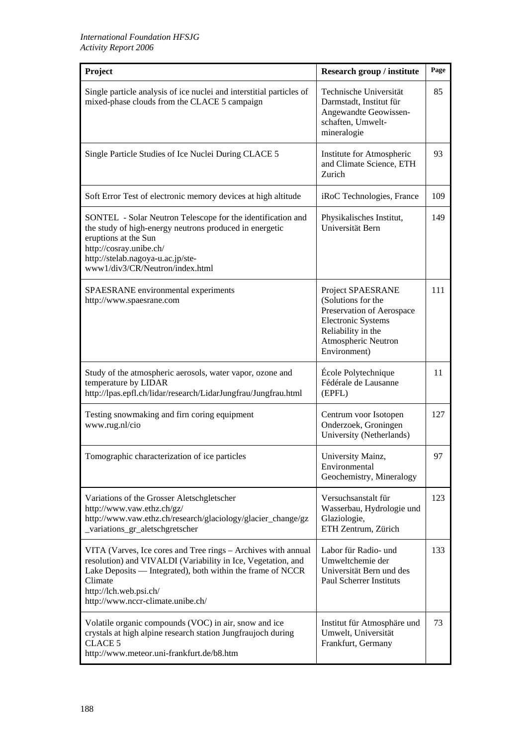| Project | Research group / institute | Page |
|---|---|---|
| Single particle analysis of ice nuclei and interstitial particles of mixed-phase clouds from the CLACE 5 campaign | Technische Universität Darmstadt, Institut für Angewandte Geowissen-schaften, Umwelt-mineralogie | 85 |
| Single Particle Studies of Ice Nuclei During CLACE 5 | Institute for Atmospheric and Climate Science, ETH Zurich | 93 |
| Soft Error Test of electronic memory devices at high altitude | iRoC Technologies, France | 109 |
| SONTEL - Solar Neutron Telescope for the identification and the study of high-energy neutrons produced in energetic eruptions at the Sun<br>http://cosray.unibe.ch/<br>http://stelab.nagoya-u.ac.jp/ste-www1/div3/CR/Neutron/index.html | Physikalisches Institut, Universität Bern | 149 |
| SPAESRANE environmental experiments<br>http://www.spaesrane.com | Project SPAESRANE (Solutions for the Preservation of Aerospace Electronic Systems Reliability in the Atmospheric Neutron Environment) | 111 |
| Study of the atmospheric aerosols, water vapor, ozone and temperature by LIDAR<br>http://lpas.epfl.ch/lidar/research/LidarJungfrau/Jungfrau.html | École Polytechnique Fédérale de Lausanne (EPFL) | 11 |
| Testing snowmaking and firn coring equipment<br>www.rug.nl/cio | Centrum voor Isotopen Onderzoek, Groningen University (Netherlands) | 127 |
| Tomographic characterization of ice particles | University Mainz, Environmental Geochemistry, Mineralogy | 97 |
| Variations of the Grosser Aletschgletscher<br>http://www.vaw.ethz.ch/gz/<br>http://www.vaw.ethz.ch/research/glaciology/glacier_change/gz_variations_gr_aletschgretscher | Versuchsanstalt für Wasserbau, Hydrologie und Glaziologie, ETH Zentrum, Zürich | 123 |
| VITA (Varves, Ice cores and Tree rings – Archives with annual resolution) and VIVALDI (Variability in Ice, Vegetation, and Lake Deposits — Integrated), both within the frame of NCCR Climate<br>http://lch.web.psi.ch/<br>http://www.nccr-climate.unibe.ch/ | Labor für Radio- und Umweltchemie der Universität Bern und des Paul Scherrer Instituts | 133 |
| Volatile organic compounds (VOC) in air, snow and ice crystals at high alpine research station Jungfraujoch during CLACE 5<br>http://www.meteor.uni-frankfurt.de/b8.htm | Institut für Atmosphäre und Umwelt, Universität Frankfurt, Germany | 73 |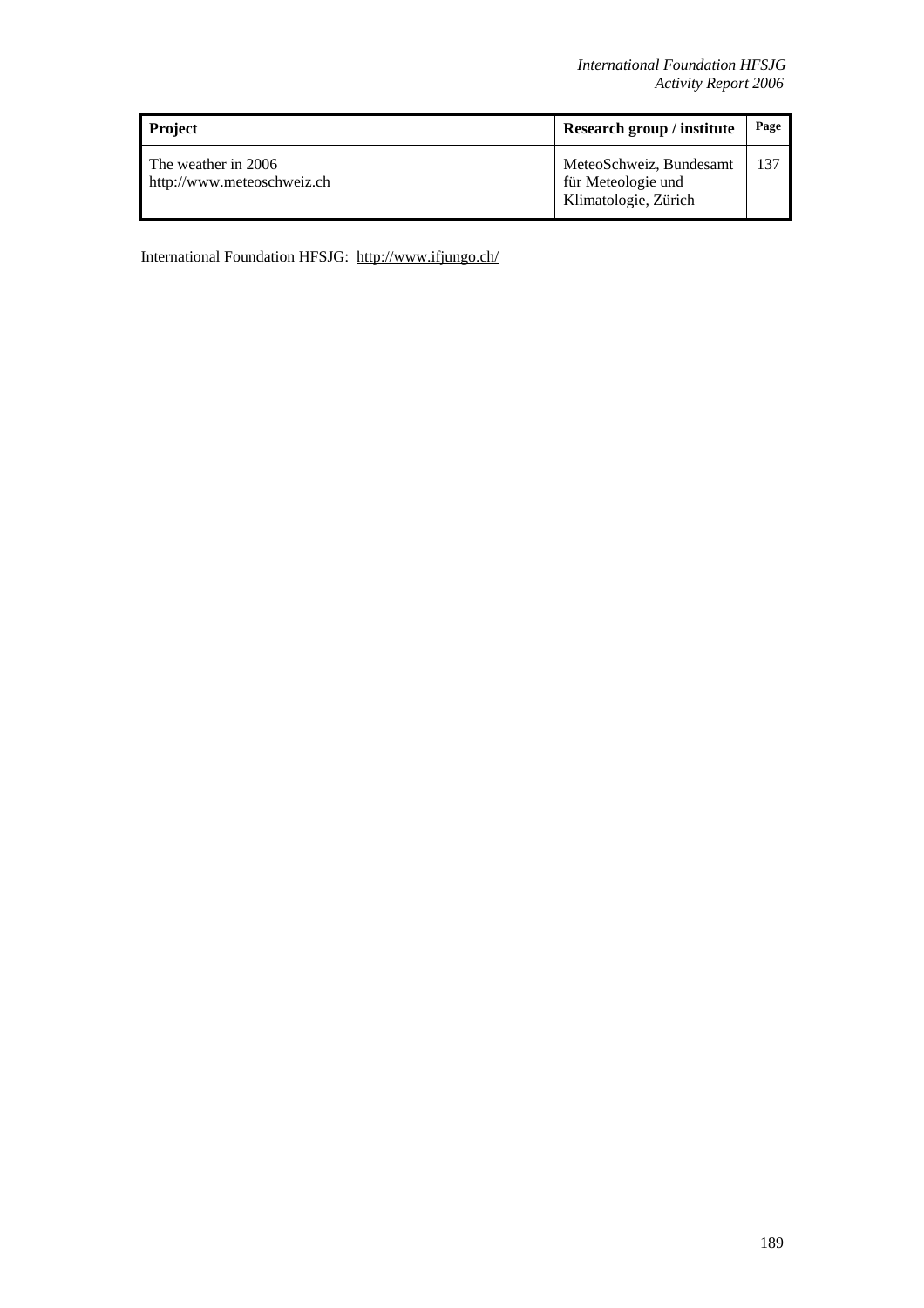| Project | Research group / institute | Page |
|---|---|---|
| The weather in 2006<br>http://www.meteoschweiz.ch | MeteoSchweiz, Bundesamt für Meteologie und Klimatologie, Zürich | 137 |

International Foundation HFSJG: http://www.ifjungo.ch/